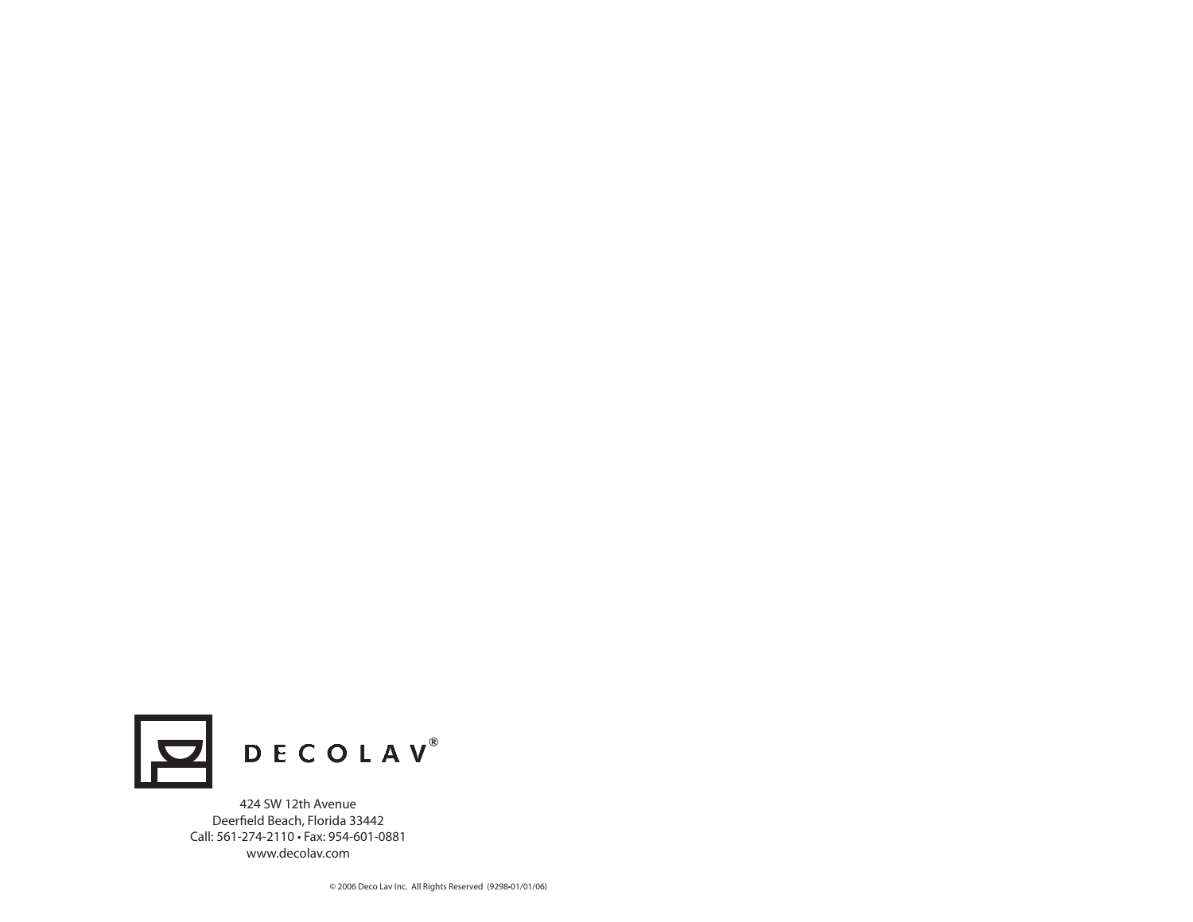DECOLAV®

424 SW 12th Avenue
Deerfield Beach, Florida 33442
Call: 561-274-2110 • Fax: 954-601-0881
www.decolav.com

© 2006 Deco Lav Inc. All Rights Reserved (9298•01/01/06)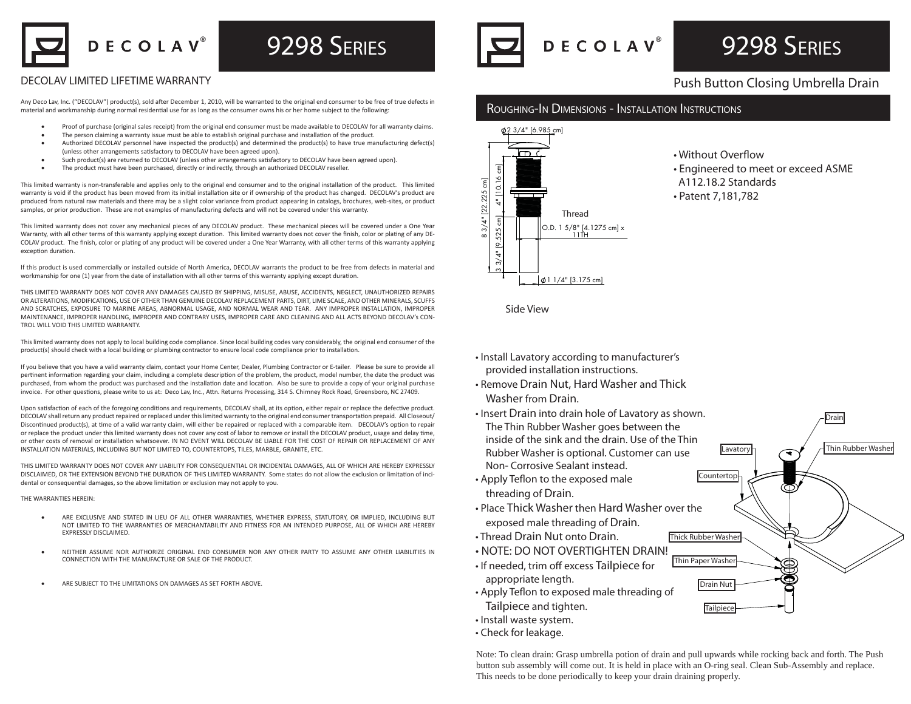# DECOLAV® 9298 Series

## DECOLAV LIMITED LIFETIME WARRANTY

Any Deco Lav, Inc. ("DECOLAV") product(s), sold after December 1, 2010, will be warranted to the original end consumer to be free of true defects in material and workmanship during normal residential use for as long as the consumer owns his or her home subject to the following:

- Proof of purchase (original sales receipt) from the original end consumer must be made available to DECOLAV for all warranty claims.
- The person claiming a warranty issue must be able to establish original purchase and installation of the product.
- Authorized DECOLAV personnel have inspected the product(s) and determined the product(s) to have true manufacturing defect(s) (unless other arrangements satisfactory to DECOLAV have been agreed upon).
- Such product(s) are returned to DECOLAV (unless other arrangements satisfactory to DECOLAV have been agreed upon).
- The product must have been purchased, directly or indirectly, through an authorized DECOLAV reseller.

This limited warranty is non-transferable and applies only to the original end consumer and to the original installation of the product. This limited warranty is void if the product has been moved from its initial installation site or if ownership of the product has changed. DECOLAV's product are produced from natural raw materials and there may be a slight color variance from product appearing in catalogs, brochures, web-sites, or product samples, or prior production. These are not examples of manufacturing defects and will not be covered under this warranty.

This limited warranty does not cover any mechanical pieces of any DECOLAV product. These mechanical pieces will be covered under a One Year Warranty, with all other terms of this warranty applying except duration. This limited warranty does not cover the finish, color or plating of any DECOLAV product. The finish, color or plating of any product will be covered under a One Year Warranty, with all other terms of this warranty applying exception duration.

If this product is used commercially or installed outside of North America, DECOLAV warrants the product to be free from defects in material and workmanship for one (1) year from the date of installation with all other terms of this warranty applying except duration.

THIS LIMITED WARRANTY DOES NOT COVER ANY DAMAGES CAUSED BY SHIPPING, MISUSE, ABUSE, ACCIDENTS, NEGLECT, UNAUTHORIZED REPAIRS OR ALTERATIONS, MODIFICATIONS, USE OF OTHER THAN GENUINE DECOLAV REPLACEMENT PARTS, DIRT, LIME SCALE, AND OTHER MINERALS, SCUFFS AND SCRATCHES, EXPOSURE TO MARINE AREAS, ABNORMAL USAGE, AND NORMAL WEAR AND TEAR. ANY IMPROPER INSTALLATION, IMPROPER MAINTENANCE, IMPROPER HANDLING, IMPROPER AND CONTRARY USES, IMPROPER CARE AND CLEANING AND ALL ACTS BEYOND DECOLAV's CONTROL WILL VOID THIS LIMITED WARRANTY.

This limited warranty does not apply to local building code compliance. Since local building codes vary considerably, the original end consumer of the product(s) should check with a local building or plumbing contractor to ensure local code compliance prior to installation.

If you believe that you have a valid warranty claim, contact your Home Center, Dealer, Plumbing Contractor or E-tailer. Please be sure to provide all pertinent information regarding your claim, including a complete description of the problem, the product, model number, the date the product was purchased, from whom the product was purchased and the installation date and location. Also be sure to provide a copy of your original purchase invoice. For other questions, please write to us at: Deco Lav, Inc., Attn. Returns Processing, 314 S. Chimney Rock Road, Greensboro, NC 27409.

Upon satisfaction of each of the foregoing conditions and requirements, DECOLAV shall, at its option, either repair or replace the defective product. DECOLAV shall return any product repaired or replaced under this limited warranty to the original end consumer transportation prepaid. All Closeout/Discontinued product(s), at time of a valid warranty claim, will either be repaired or replaced with a comparable item. DECOLAV's option to repair or replace the product under this limited warranty does not cover any cost of labor to remove or install the DECOLAV product, usage and delay time, or other costs of removal or installation whatsoever. IN NO EVENT WILL DECOLAV BE LIABLE FOR THE COST OF REPAIR OR REPLACEMENT OF ANY INSTALLATION MATERIALS, INCLUDING BUT NOT LIMITED TO, COUNTERTOPS, TILES, MARBLE, GRANITE, ETC.

THIS LIMITED WARRANTY DOES NOT COVER ANY LIABILITY FOR CONSEQUENTIAL OR INCIDENTAL DAMAGES, ALL OF WHICH ARE HEREBY EXPRESSLY DISCLAIMED, OR THE EXTENSION BEYOND THE DURATION OF THIS LIMITED WARRANTY. Some states do not allow the exclusion or limitation of incidental or consequential damages, so the above limitation or exclusion may not apply to you.

THE WARRANTIES HEREIN:

- ARE EXCLUSIVE AND STATED IN LIEU OF ALL OTHER WARRANTIES, WHETHER EXPRESS, STATUTORY, OR IMPLIED, INCLUDING BUT NOT LIMITED TO THE WARRANTIES OF MERCHANTABILITY AND FITNESS FOR AN INTENDED PURPOSE, ALL OF WHICH ARE HEREBY EXPRESSLY DISCLAIMED.
- NEITHER ASSUME NOR AUTHORIZE ORIGINAL END CONSUMER NOR ANY OTHER PARTY TO ASSUME ANY OTHER LIABILITIES IN CONNECTION WITH THE MANUFACTURE OR SALE OF THE PRODUCT.
- ARE SUBJECT TO THE LIMITATIONS ON DAMAGES AS SET FORTH ABOVE.

# DECOLAV® 9298 Series

## Push Button Closing Umbrella Drain

### Roughing-In Dimensions - Installation Instructions

⌀2 3/4" [6.985 cm]

8 3/4" [22.225 cm]

4" [10.16 cm]

3 3/4" [9.525 cm]

Thread

O.D. 1 5/8" [4.1275 cm] x 11TH

⌀1 1/4" [3.175 cm]

Side View

- Without Overflow
- Engineered to meet or exceed ASME A112.18.2 Standards
- Patent 7,181,782

- Install Lavatory according to manufacturer's provided installation instructions.
- Remove Drain Nut, Hard Washer and Thick Washer from Drain.
- Insert Drain into drain hole of Lavatory as shown. The Thin Rubber Washer goes between the inside of the sink and the drain. Use of the Thin Rubber Washer is optional. Customer can use Non- Corrosive Sealant instead.
- Apply Teflon to the exposed male threading of Drain.
- Place Thick Washer then Hard Washer over the exposed male threading of Drain.
- Thread Drain Nut onto Drain.
- NOTE: DO NOT OVERTIGHTEN DRAIN!
- If needed, trim off excess Tailpiece for appropriate length.
- Apply Teflon to exposed male threading of Tailpiece and tighten.
- Install waste system.
- Check for leakage.

Drain

Lavatory

Thin Rubber Washer

Countertop

Thick Rubber Washer

Thin Paper Washer

Drain Nut

Tailpiece

Note: To clean drain: Grasp umbrella potion of drain and pull upwards while rocking back and forth. The Push button sub assembly will come out. It is held in place with an O-ring seal. Clean Sub-Assembly and replace. This needs to be done periodically to keep your drain draining properly.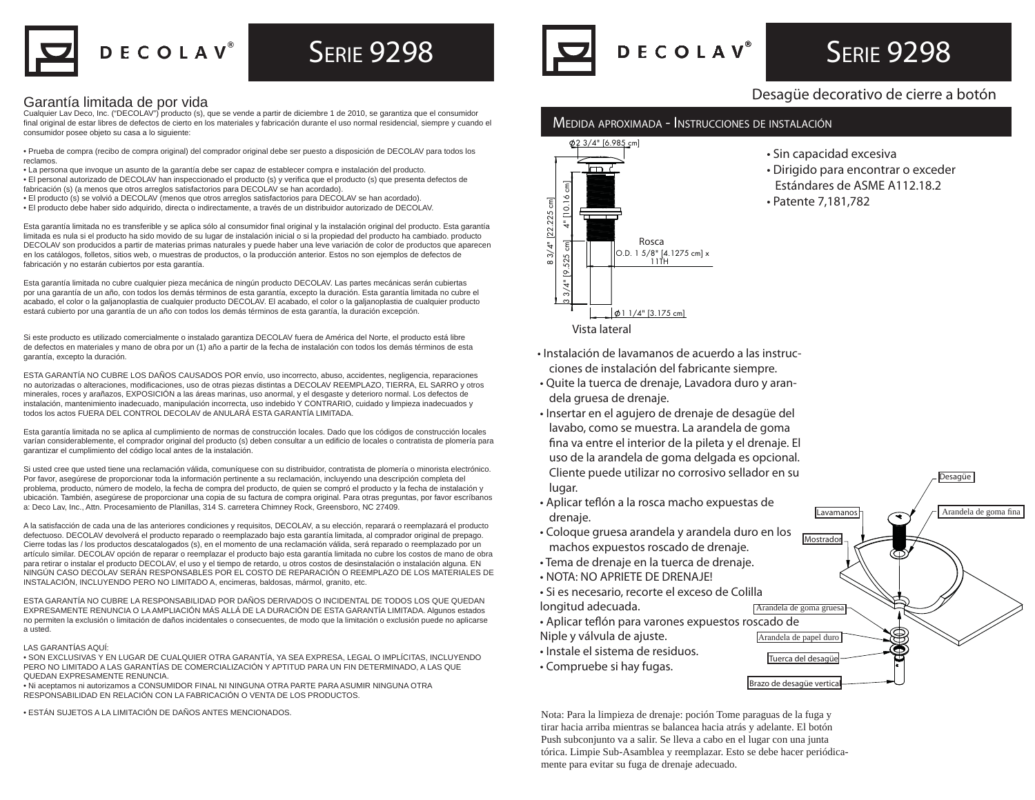# DECOLAV® — Serie 9298

## Garantía limitada de por vida

Cualquier Lav Deco, Inc. ("DECOLAV") producto (s), que se vende a partir de diciembre 1 de 2010, se garantiza que el consumidor final original de estar libres de defectos de cierto en los materiales y fabricación durante el uso normal residencial, siempre y cuando el consumidor posee objeto su casa a lo siguiente:

- Prueba de compra (recibo de compra original) del comprador original debe ser puesto a disposición de DECOLAV para todos los reclamos.
- La persona que invoque un asunto de la garantía debe ser capaz de establecer compra e instalación del producto.
- El personal autorizado de DECOLAV han inspeccionado el producto (s) y verifica que el producto (s) que presenta defectos de fabricación (s) (a menos que otros arreglos satisfactorios para DECOLAV se han acordado).
- El producto (s) se volvió a DECOLAV (menos que otros arreglos satisfactorios para DECOLAV se han acordado).
- El producto debe haber sido adquirido, directa o indirectamente, a través de un distribuidor autorizado de DECOLAV.

Esta garantía limitada no es transferible y se aplica sólo al consumidor final original y la instalación original del producto. Esta garantía limitada es nula si el producto ha sido movido de su lugar de instalación inicial o si la propiedad del producto ha cambiado. producto DECOLAV son producidos a partir de materias primas naturales y puede haber una leve variación de color de productos que aparecen en los catálogos, folletos, sitios web, o muestras de productos, o la producción anterior. Estos no son ejemplos de defectos de fabricación y no estarán cubiertos por esta garantía.

Esta garantía limitada no cubre cualquier pieza mecánica de ningún producto DECOLAV. Las partes mecánicas serán cubiertas por una garantía de un año, con todos los demás términos de esta garantía, excepto la duración. Esta garantía limitada no cubre el acabado, el color o la galjanoplastia de cualquier producto DECOLAV. El acabado, el color o la galjanoplastia de cualquier producto estará cubierto por una garantía de un año con todos los demás términos de esta garantía, la duración excepción.

Si este producto es utilizado comercialmente o instalado garantiza DECOLAV fuera de América del Norte, el producto está libre de defectos en materiales y mano de obra por un (1) año a partir de la fecha de instalación con todos los demás términos de esta garantía, excepto la duración.

ESTA GARANTÍA NO CUBRE LOS DAÑOS CAUSADOS POR envío, uso incorrecto, abuso, accidentes, negligencia, reparaciones no autorizadas o alteraciones, modificaciones, uso de otras piezas distintas a DECOLAV REEMPLAZO, TIERRA, EL SARRO y otros minerales, roces y arañazos, EXPOSICIÓN a las áreas marinas, uso anormal, y el desgaste y deterioro normal. Los defectos de instalación, mantenimiento inadecuado, manipulación incorrecta, uso indebido Y CONTRARIO, cuidado y limpieza inadecuados y todos los actos FUERA DEL CONTROL DECOLAV de ANULARÁ ESTA GARANTÍA LIMITADA.

Esta garantía limitada no se aplica al cumplimiento de normas de construcción locales. Dado que los códigos de construcción locales varían considerablemente, el comprador original del producto (s) deben consultar a un edificio de locales o contratista de plomería para garantizar el cumplimiento del código local antes de la instalación.

Si usted cree que usted tiene una reclamación válida, comuníquese con su distribuidor, contratista de plomería o minorista electrónico. Por favor, asegúrese de proporcionar toda la información pertinente a su reclamación, incluyendo una descripción completa del problema, producto, número de modelo, la fecha de compra del producto, de quien se compró el producto y la fecha de instalación y ubicación. También, asegúrese de proporcionar una copia de su factura de compra original. Para otras preguntas, por favor escríbanos a: Deco Lav, Inc., Attn. Procesamiento de Planillas, 314 S. carretera Chimney Rock, Greensboro, NC 27409.

A la satisfacción de cada una de las anteriores condiciones y requisitos, DECOLAV, a su elección, reparará o reemplazará el producto defectuoso. DECOLAV devolverá el producto reparado o reemplazado bajo esta garantía limitada, al comprador original de prepago. Cierre todas las / los productos descatalogados (s), en el momento de una reclamación válida, será reparado o reemplazado por un artículo similar. DECOLAV opción de reparar o reemplazar el producto bajo esta garantía limitada no cubre los costos de mano de obra para retirar o instalar el producto DECOLAV, el uso y el tiempo de retardo, u otros costos de desinstalación o instalación alguna. EN NINGÚN CASO DECOLAV SERÁN RESPONSABLES POR EL COSTO DE REPARACIÓN O REEMPLAZO DE LOS MATERIALES DE INSTALACIÓN, INCLUYENDO PERO NO LIMITADO A, encimeras, baldosas, mármol, granito, etc.

ESTA GARANTÍA NO CUBRE LA RESPONSABILIDAD POR DAÑOS DERIVADOS O INCIDENTAL DE TODOS LOS QUE QUEDAN EXPRESAMENTE RENUNCIA O LA AMPLIACIÓN MÁS ALLÁ DE LA DURACIÓN DE ESTA GARANTÍA LIMITADA. Algunos estados no permiten la exclusión o limitación de daños incidentales o consecuentes, de modo que la limitación o exclusión puede no aplicarse a usted.

LAS GARANTÍAS AQUÍ:

- SON EXCLUSIVAS Y EN LUGAR DE CUALQUIER OTRA GARANTÍA, YA SEA EXPRESA, LEGAL O IMPLÍCITAS, INCLUYENDO PERO NO LIMITADO A LAS GARANTÍAS DE COMERCIALIZACIÓN Y APTITUD PARA UN FIN DETERMINADO, A LAS QUE QUEDAN EXPRESAMENTE RENUNCIA.
- Ni aceptamos ni autorizamos a CONSUMIDOR FINAL NI NINGUNA OTRA PARTE PARA ASUMIR NINGUNA OTRA RESPONSABILIDAD EN RELACIÓN CON LA FABRICACIÓN O VENTA DE LOS PRODUCTOS.
- ESTÁN SUJETOS A LA LIMITACIÓN DE DAÑOS ANTES MENCIONADOS.

# DECOLAV® — Serie 9298

## Desagüe decorativo de cierre a botón

### Medida aproximada - Instrucciones de instalación

⌀2 3/4" [6.985 cm]

4" [10.16 cm]

8 3/4" [22.225 cm]

3 3/4" [9.525 cm]

Rosca
O.D. 1 5/8" [4.1275 cm] x 11TH

⌀1 1/4" [3.175 cm]

Vista lateral

- Sin capacidad excesiva
- Dirigido para encontrar o exceder Estándares de ASME A112.18.2
- Patente 7,181,782

- Instalación de lavamanos de acuerdo a las instrucciones de instalación del fabricante siempre.
- Quite la tuerca de drenaje, Lavadora duro y arandela gruesa de drenaje.
- Insertar en el agujero de drenaje de desagüe del lavabo, como se muestra. La arandela de goma fina va entre el interior de la pileta y el drenaje. El uso de la arandela de goma delgada es opcional. Cliente puede utilizar no corrosivo sellador en su lugar.
- Aplicar teflón a la rosca macho expuestas de drenaje.
- Coloque gruesa arandela y arandela duro en los machos expuestos roscado de drenaje.
- Tema de drenaje en la tuerca de drenaje.
- NOTA: NO APRIETE DE DRENAJE!
- Si es necesario, recorte el exceso de Colilla longitud adecuada.
- Aplicar teflón para varones expuestos roscado de Niple y válvula de ajuste.
- Instale el sistema de residuos.
- Compruebe si hay fugas.

Desagüe — Lavamanos — Arandela de goma fina — Mostrador — Arandela de goma gruesa — Arandela de papel duro — Tuerca del desagüe — Brazo de desagüe vertical

Nota: Para la limpieza de drenaje: poción Tome paraguas de la fuga y tirar hacia arriba mientras se balancea hacia atrás y adelante. El botón Push subconjunto va a salir. Se lleva a cabo en el lugar con una junta tórica. Limpie Sub-Asamblea y reemplazar. Esto se debe hacer periódicamente para evitar su fuga de drenaje adecuado.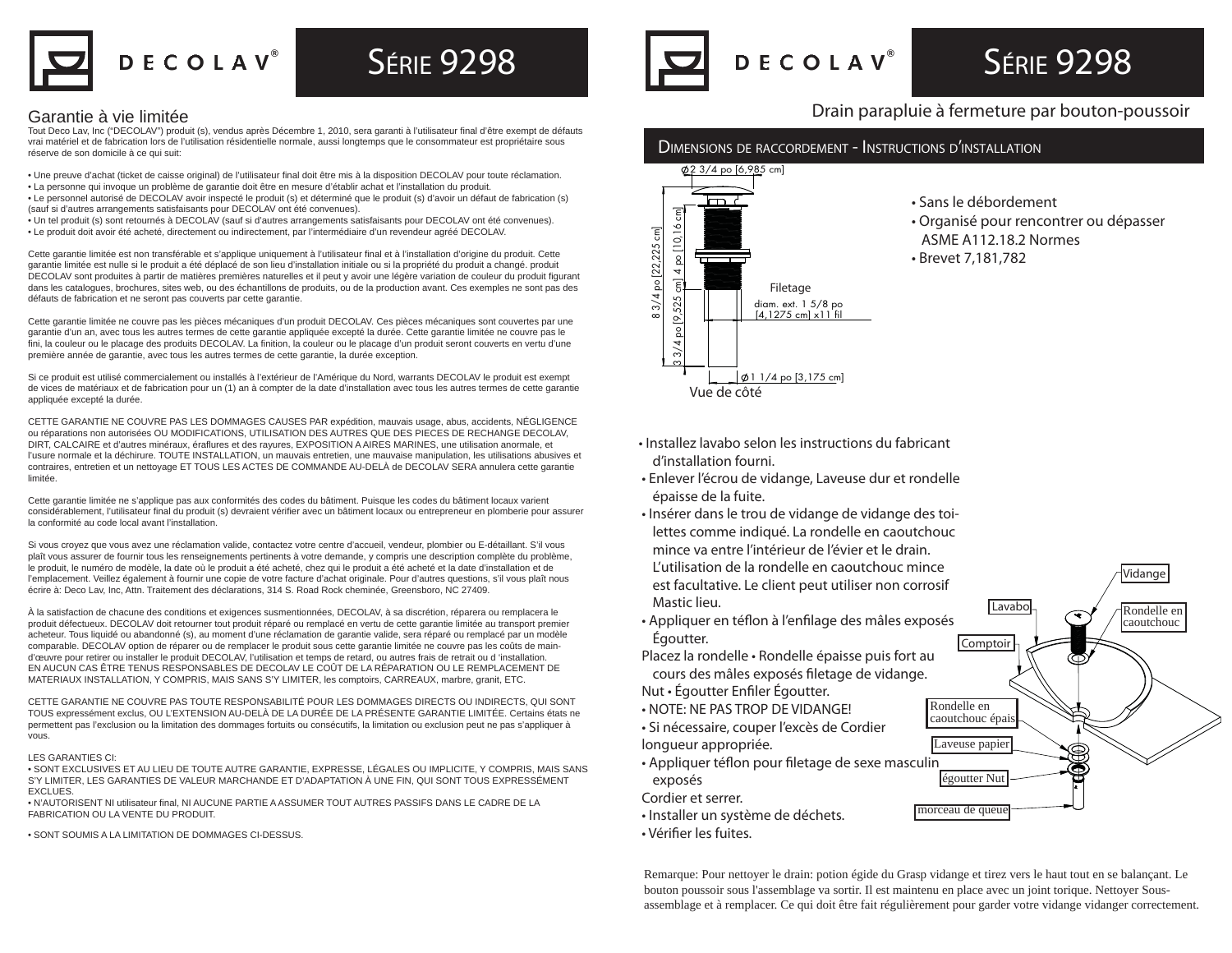# DECOLAV® — Série 9298

## Garantie à vie limitée

Tout Deco Lav, Inc ("DECOLAV") produit (s), vendus après Décembre 1, 2010, sera garanti à l'utilisateur final d'être exempt de défauts vrai matériel et de fabrication lors de l'utilisation résidentielle normale, aussi longtemps que le consommateur est propriétaire sous réserve de son domicile à ce qui suit:

- Une preuve d'achat (ticket de caisse original) de l'utilisateur final doit être mis à la disposition DECOLAV pour toute réclamation.
- La personne qui invoque un problème de garantie doit être en mesure d'établir achat et l'installation du produit.
- Le personnel autorisé de DECOLAV avoir inspecté le produit (s) et déterminé que le produit (s) d'avoir un défaut de fabrication (s) (sauf si d'autres arrangements satisfaisants pour DECOLAV ont été convenues).
- Un tel produit (s) sont retournés à DECOLAV (sauf si d'autres arrangements satisfaisants pour DECOLAV ont été convenues).
- Le produit doit avoir été acheté, directement ou indirectement, par l'intermédiaire d'un revendeur agréé DECOLAV.

Cette garantie limitée est non transférable et s'applique uniquement à l'utilisateur final et à l'installation d'origine du produit. Cette garantie limitée est nulle si le produit a été déplacé de son lieu d'installation initiale ou si la propriété du produit a changé. produit DECOLAV sont produites à partir de matières premières naturelles et il peut y avoir une légère variation de couleur du produit figurant dans les catalogues, brochures, sites web, ou des échantillons de produits, ou de la production avant. Ces exemples ne sont pas des défauts de fabrication et ne seront pas couverts par cette garantie.

Cette garantie limitée ne couvre pas les pièces mécaniques d'un produit DECOLAV. Ces pièces mécaniques sont couvertes par une garantie d'un an, avec tous les autres termes de cette garantie appliquée excepté la durée. Cette garantie limitée ne couvre pas le fini, la couleur ou le placage des produits DECOLAV. La finition, la couleur ou le placage d'un produit seront couverts en vertu d'une première année de garantie, avec tous les autres termes de cette garantie, la durée exception.

Si ce produit est utilisé commercialement ou installés à l'extérieur de l'Amérique du Nord, warrants DECOLAV le produit est exempt de vices de matériaux et de fabrication pour un (1) an à compter de la date d'installation avec tous les autres termes de cette garantie appliquée excepté la durée.

CETTE GARANTIE NE COUVRE PAS LES DOMMAGES CAUSES PAR expédition, mauvais usage, abus, accidents, NÉGLIGENCE ou réparations non autorisées OU MODIFICATIONS, UTILISATION DES AUTRES QUE DES PIECES DE RECHANGE DECOLAV, DIRT, CALCAIRE et d'autres minéraux, éraflures et des rayures, EXPOSITION A AIRES MARINES, une utilisation anormale, et l'usure normale et la déchirure. TOUTE INSTALLATION, un mauvais entretien, une mauvaise manipulation, les utilisations abusives et contraires, entretien et un nettoyage ET TOUS LES ACTES DE COMMANDE AU-DELÀ de DECOLAV SERA annulera cette garantie limitée.

Cette garantie limitée ne s'applique pas aux conformités des codes du bâtiment. Puisque les codes du bâtiment locaux varient considérablement, l'utilisateur final du produit (s) devraient vérifier avec un bâtiment locaux ou entrepreneur en plomberie pour assurer la conformité au code local avant l'installation.

Si vous croyez que vous avez une réclamation valide, contactez votre centre d'accueil, vendeur, plombier ou E-détaillant. S'il vous plaît vous assurer de fournir tous les renseignements pertinents à votre demande, y compris une description complète du problème, le produit, le numéro de modèle, la date où le produit a été acheté, chez qui le produit a été acheté et la date d'installation et de l'emplacement. Veillez également à fournir une copie de votre facture d'achat originale. Pour d'autres questions, s'il vous plaît nous écrire à: Deco Lav, Inc, Attn. Traitement des déclarations, 314 S. Road Rock cheminée, Greensboro, NC 27409.

À la satisfaction de chacune des conditions et exigences susmentionnées, DECOLAV, à sa discrétion, réparera ou remplacera le produit défectueux. DECOLAV doit retourner tout produit réparé ou remplacé en vertu de cette garantie limitée au transport premier acheteur. Tous liquidé ou abandonné (s), au moment d'une réclamation de garantie valide, sera réparé ou remplacé par un modèle comparable. DECOLAV option de réparer ou de remplacer le produit sous cette garantie limitée ne couvre pas les coûts de main-d'œuvre pour retirer ou installer le produit DECOLAV, l'utilisation et temps de retard, ou autres frais de retrait ou d 'installation. EN AUCUN CAS ÊTRE TENUS RESPONSABLES DE DECOLAV LE COÛT DE LA RÉPARATION OU LE REMPLACEMENT DE MATERIAUX INSTALLATION, Y COMPRIS, MAIS SANS S'Y LIMITER, les comptoirs, CARREAUX, marbre, granit, ETC.

CETTE GARANTIE NE COUVRE PAS TOUTE RESPONSABILITÉ POUR LES DOMMAGES DIRECTS OU INDIRECTS, QUI SONT TOUS expressément exclus, OU L'EXTENSION AU-DELÀ DE LA DURÉE DE LA PRÉSENTE GARANTIE LIMITÉE. Certains états ne permettent pas l'exclusion ou la limitation des dommages fortuits ou consécutifs, la limitation ou exclusion peut ne pas s'appliquer à vous.

LES GARANTIES CI:

- SONT EXCLUSIVES ET AU LIEU DE TOUTE AUTRE GARANTIE, EXPRESSE, LÉGALES OU IMPLICITE, Y COMPRIS, MAIS SANS S'Y LIMITER, LES GARANTIES DE VALEUR MARCHANDE ET D'ADAPTATION À UNE FIN, QUI SONT TOUS EXPRESSÉMENT EXCLUES.
- N'AUTORISENT NI utilisateur final, NI AUCUNE PARTIE A ASSUMER TOUT AUTRES PASSIFS DANS LE CADRE DE LA FABRICATION OU LA VENTE DU PRODUIT.
- SONT SOUMIS A LA LIMITATION DE DOMMAGES CI-DESSUS.

# DECOLAV® — Série 9298

Drain parapluie à fermeture par bouton-poussoir

## Dimensions de raccordement - Instructions d'installation

Ø 2 3/4 po [6,985 cm]

8 3/4 po [22,225 cm]

4 po [10,16 cm]

3 3/4 po [9,525 cm]

Filetage

diam. ext. 1 5/8 po [4,1275 cm] x11 fil

Ø 1 1/4 po [3,175 cm]

Vue de côté

- Sans le débordement
- Organisé pour rencontrer ou dépasser ASME A112.18.2 Normes
- Brevet 7,181,782

- Installez lavabo selon les instructions du fabricant d'installation fourni.
- Enlever l'écrou de vidange, Laveuse dur et rondelle épaisse de la fuite.
- Insérer dans le trou de vidange de vidange des toilettes comme indiqué. La rondelle en caoutchouc mince va entre l'intérieur de l'évier et le drain. L'utilisation de la rondelle en caoutchouc mince est facultative. Le client peut utiliser non corrosif Mastic lieu.
- Appliquer en téflon à l'enfilage des mâles exposés Égoutter.

Placez la rondelle • Rondelle épaisse puis fort au cours des mâles exposés filetage de vidange.

Nut • Égoutter Enfiler Égoutter.

- NOTE: NE PAS TROP DE VIDANGE!
- Si nécessaire, couper l'excès de Cordier

longueur appropriée.

- Appliquer téflon pour filetage de sexe masculin exposés

Cordier et serrer.

- Installer un système de déchets.
- Vérifier les fuites.

Vidange

Lavabo

Rondelle en caoutchouc

Comptoir

Rondelle en caoutchouc épais

Laveuse papier

égoutter Nut

morceau de queue

Remarque: Pour nettoyer le drain: potion égide du Grasp vidange et tirez vers le haut tout en se balançant. Le bouton poussoir sous l'assemblage va sortir. Il est maintenu en place avec un joint torique. Nettoyer Sous-assemblage et à remplacer. Ce qui doit être fait régulièrement pour garder votre vidange vidanger correctement.